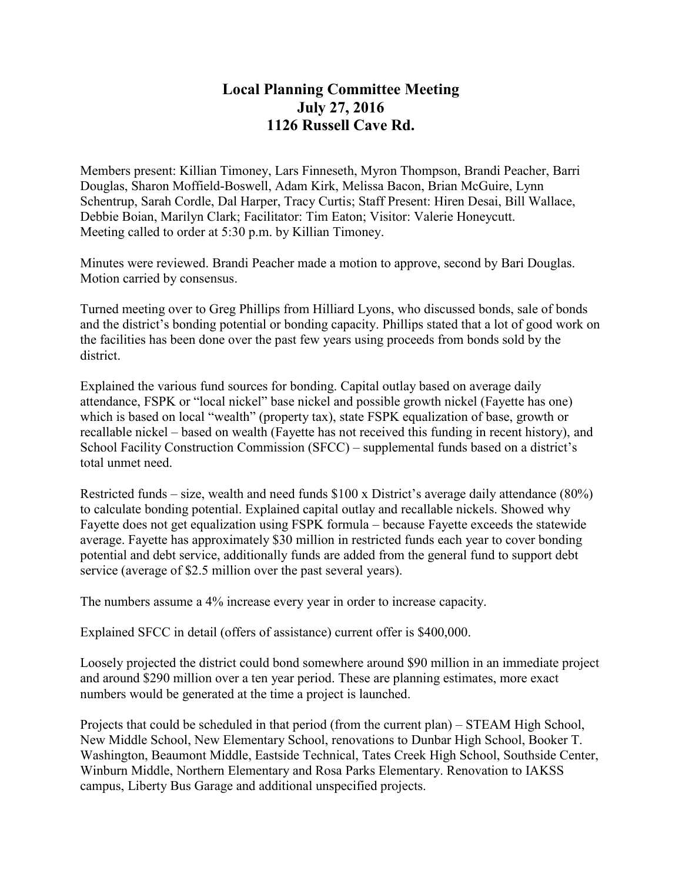# Local Planning Committee Meeting
## July 27, 2016
## 1126 Russell Cave Rd.

Members present: Killian Timoney, Lars Finneseth, Myron Thompson, Brandi Peacher, Barri Douglas, Sharon Moffield-Boswell, Adam Kirk, Melissa Bacon, Brian McGuire, Lynn Schentrup, Sarah Cordle, Dal Harper, Tracy Curtis; Staff Present: Hiren Desai, Bill Wallace, Debbie Boian, Marilyn Clark; Facilitator: Tim Eaton; Visitor: Valerie Honeycutt.
Meeting called to order at 5:30 p.m. by Killian Timoney.

Minutes were reviewed. Brandi Peacher made a motion to approve, second by Bari Douglas. Motion carried by consensus.

Turned meeting over to Greg Phillips from Hilliard Lyons, who discussed bonds, sale of bonds and the district's bonding potential or bonding capacity. Phillips stated that a lot of good work on the facilities has been done over the past few years using proceeds from bonds sold by the district.

Explained the various fund sources for bonding. Capital outlay based on average daily attendance, FSPK or "local nickel" base nickel and possible growth nickel (Fayette has one) which is based on local "wealth" (property tax), state FSPK equalization of base, growth or recallable nickel – based on wealth (Fayette has not received this funding in recent history), and School Facility Construction Commission (SFCC) – supplemental funds based on a district's total unmet need.

Restricted funds – size, wealth and need funds $100 x District's average daily attendance (80%) to calculate bonding potential. Explained capital outlay and recallable nickels. Showed why Fayette does not get equalization using FSPK formula – because Fayette exceeds the statewide average. Fayette has approximately $30 million in restricted funds each year to cover bonding potential and debt service, additionally funds are added from the general fund to support debt service (average of $2.5 million over the past several years).

The numbers assume a 4% increase every year in order to increase capacity.

Explained SFCC in detail (offers of assistance) current offer is $400,000.

Loosely projected the district could bond somewhere around $90 million in an immediate project and around $290 million over a ten year period. These are planning estimates, more exact numbers would be generated at the time a project is launched.

Projects that could be scheduled in that period (from the current plan) – STEAM High School, New Middle School, New Elementary School, renovations to Dunbar High School, Booker T. Washington, Beaumont Middle, Eastside Technical, Tates Creek High School, Southside Center, Winburn Middle, Northern Elementary and Rosa Parks Elementary. Renovation to IAKSS campus, Liberty Bus Garage and additional unspecified projects.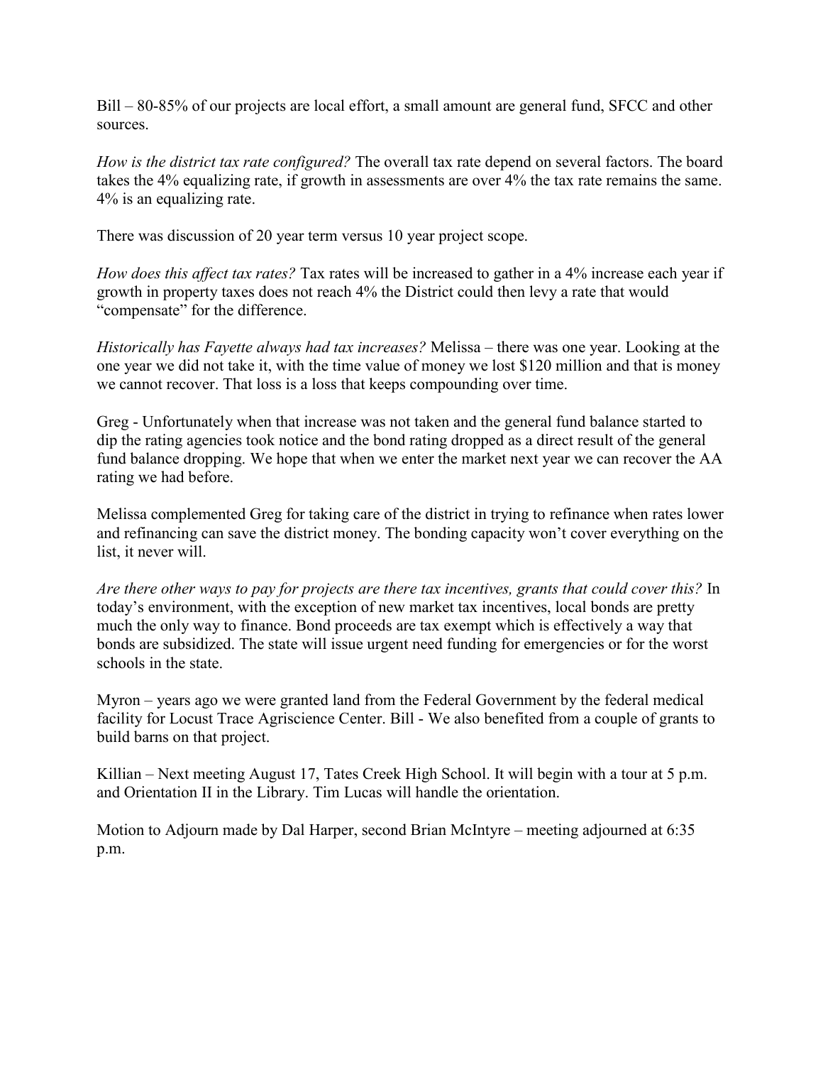Bill – 80-85% of our projects are local effort, a small amount are general fund, SFCC and other sources.

*How is the district tax rate configured?* The overall tax rate depend on several factors. The board takes the 4% equalizing rate, if growth in assessments are over 4% the tax rate remains the same. 4% is an equalizing rate.

There was discussion of 20 year term versus 10 year project scope.

*How does this affect tax rates?* Tax rates will be increased to gather in a 4% increase each year if growth in property taxes does not reach 4% the District could then levy a rate that would "compensate" for the difference.

*Historically has Fayette always had tax increases?* Melissa – there was one year. Looking at the one year we did not take it, with the time value of money we lost $120 million and that is money we cannot recover. That loss is a loss that keeps compounding over time.

Greg - Unfortunately when that increase was not taken and the general fund balance started to dip the rating agencies took notice and the bond rating dropped as a direct result of the general fund balance dropping. We hope that when we enter the market next year we can recover the AA rating we had before.

Melissa complemented Greg for taking care of the district in trying to refinance when rates lower and refinancing can save the district money. The bonding capacity won't cover everything on the list, it never will.

*Are there other ways to pay for projects are there tax incentives, grants that could cover this?* In today's environment, with the exception of new market tax incentives, local bonds are pretty much the only way to finance. Bond proceeds are tax exempt which is effectively a way that bonds are subsidized. The state will issue urgent need funding for emergencies or for the worst schools in the state.

Myron – years ago we were granted land from the Federal Government by the federal medical facility for Locust Trace Agriscience Center. Bill - We also benefited from a couple of grants to build barns on that project.

Killian – Next meeting August 17, Tates Creek High School. It will begin with a tour at 5 p.m. and Orientation II in the Library. Tim Lucas will handle the orientation.

Motion to Adjourn made by Dal Harper, second Brian McIntyre – meeting adjourned at 6:35 p.m.